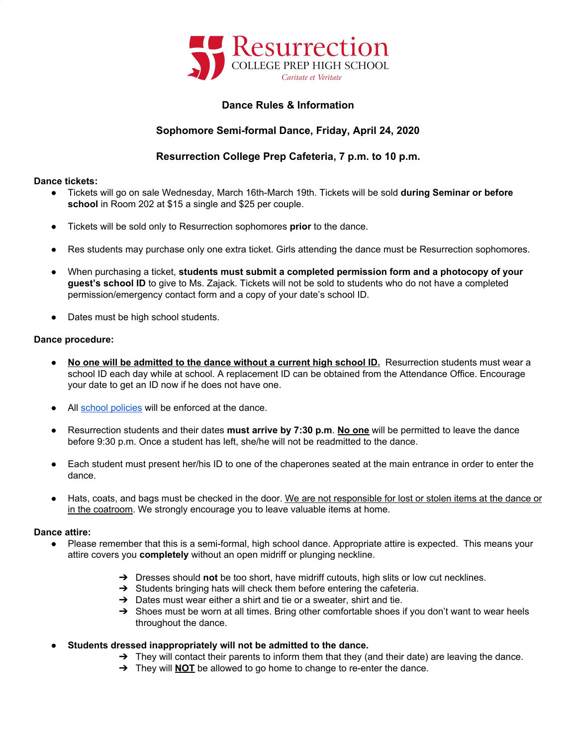# Resurrection
COLLEGE PREP HIGH SCHOOL
*Caritate et Veritate*

**Dance Rules & Information**

**Sophomore Semi-formal Dance, Friday, April 24, 2020**

**Resurrection College Prep Cafeteria, 7 p.m. to 10 p.m.**

**Dance tickets:**

- Tickets will go on sale Wednesday, March 16th-March 19th. Tickets will be sold **during Seminar or before school** in Room 202 at $15 a single and $25 per couple.
- Tickets will be sold only to Resurrection sophomores **prior** to the dance.
- Res students may purchase only one extra ticket. Girls attending the dance must be Resurrection sophomores.
- When purchasing a ticket, **students must submit a completed permission form and a photocopy of your guest's school ID** to give to Ms. Zajack. Tickets will not be sold to students who do not have a completed permission/emergency contact form and a copy of your date's school ID.
- Dates must be high school students.

**Dance procedure:**

- **No one will be admitted to the dance without a current high school ID.** Resurrection students must wear a school ID each day while at school. A replacement ID can be obtained from the Attendance Office. Encourage your date to get an ID now if he does not have one.
- All school policies will be enforced at the dance.
- Resurrection students and their dates **must arrive by 7:30 p.m**. **No one** will be permitted to leave the dance before 9:30 p.m. Once a student has left, she/he will not be readmitted to the dance.
- Each student must present her/his ID to one of the chaperones seated at the main entrance in order to enter the dance.
- Hats, coats, and bags must be checked in the door. We are not responsible for lost or stolen items at the dance or in the coatroom. We strongly encourage you to leave valuable items at home.

**Dance attire:**

- Please remember that this is a semi-formal, high school dance. Appropriate attire is expected. This means your attire covers you **completely** without an open midriff or plunging neckline.
  - ➔ Dresses should **not** be too short, have midriff cutouts, high slits or low cut necklines.
  - ➔ Students bringing hats will check them before entering the cafeteria.
  - ➔ Dates must wear either a shirt and tie or a sweater, shirt and tie.
  - ➔ Shoes must be worn at all times. Bring other comfortable shoes if you don't want to wear heels throughout the dance.
- **Students dressed inappropriately will not be admitted to the dance.**
  - ➔ They will contact their parents to inform them that they (and their date) are leaving the dance.
  - ➔ They will **NOT** be allowed to go home to change to re-enter the dance.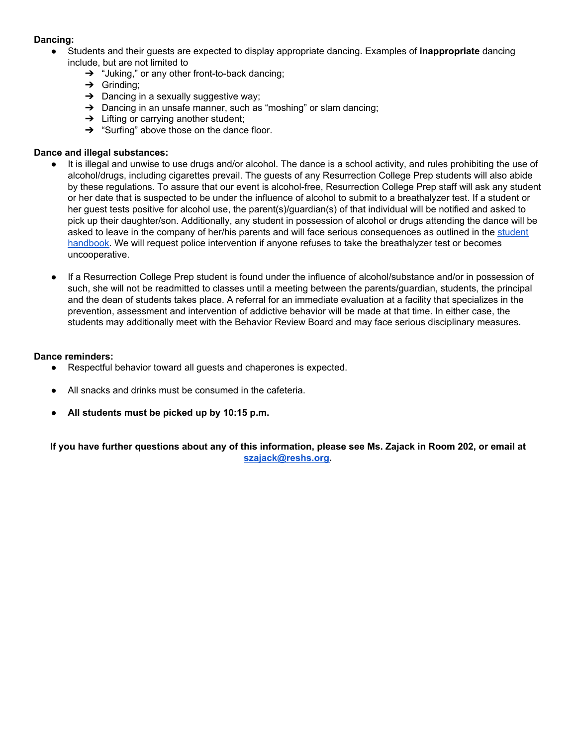**Dancing:**

- Students and their guests are expected to display appropriate dancing. Examples of **inappropriate** dancing include, but are not limited to
  - "Juking," or any other front-to-back dancing;
  - Grinding;
  - Dancing in a sexually suggestive way;
  - Dancing in an unsafe manner, such as "moshing" or slam dancing;
  - Lifting or carrying another student;
  - "Surfing" above those on the dance floor.

**Dance and illegal substances:**

- It is illegal and unwise to use drugs and/or alcohol. The dance is a school activity, and rules prohibiting the use of alcohol/drugs, including cigarettes prevail. The guests of any Resurrection College Prep students will also abide by these regulations. To assure that our event is alcohol-free, Resurrection College Prep staff will ask any student or her date that is suspected to be under the influence of alcohol to submit to a breathalyzer test. If a student or her guest tests positive for alcohol use, the parent(s)/guardian(s) of that individual will be notified and asked to pick up their daughter/son. Additionally, any student in possession of alcohol or drugs attending the dance will be asked to leave in the company of her/his parents and will face serious consequences as outlined in the student handbook. We will request police intervention if anyone refuses to take the breathalyzer test or becomes uncooperative.

- If a Resurrection College Prep student is found under the influence of alcohol/substance and/or in possession of such, she will not be readmitted to classes until a meeting between the parents/guardian, students, the principal and the dean of students takes place. A referral for an immediate evaluation at a facility that specializes in the prevention, assessment and intervention of addictive behavior will be made at that time. In either case, the students may additionally meet with the Behavior Review Board and may face serious disciplinary measures.

**Dance reminders:**

- Respectful behavior toward all guests and chaperones is expected.

- All snacks and drinks must be consumed in the cafeteria.

- **All students must be picked up by 10:15 p.m.**

**If you have further questions about any of this information, please see Ms. Zajack in Room 202, or email at szajack@reshs.org.**